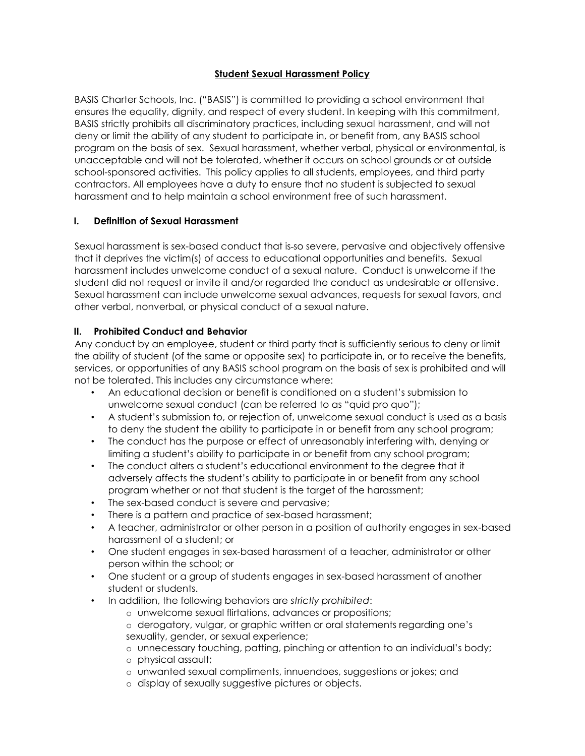# Student Sexual Harassment Policy

BASIS Charter Schools, Inc. ("BASIS") is committed to providing a school environment that ensures the equality, dignity, and respect of every student. In keeping with this commitment, BASIS strictly prohibits all discriminatory practices, including sexual harassment, and will not deny or limit the ability of any student to participate in, or benefit from, any BASIS school program on the basis of sex. Sexual harassment, whether verbal, physical or environmental, is unacceptable and will not be tolerated, whether it occurs on school grounds or at outside school-sponsored activities. This policy applies to all students, employees, and third party contractors. All employees have a duty to ensure that no student is subjected to sexual harassment and to help maintain a school environment free of such harassment.

## I. Definition of Sexual Harassment

Sexual harassment is sex-based conduct that is so severe, pervasive and objectively offensive that it deprives the victim(s) of access to educational opportunities and benefits. Sexual harassment includes unwelcome conduct of a sexual nature. Conduct is unwelcome if the student did not request or invite it and/or regarded the conduct as undesirable or offensive. Sexual harassment can include unwelcome sexual advances, requests for sexual favors, and other verbal, nonverbal, or physical conduct of a sexual nature.

## II. Prohibited Conduct and Behavior

Any conduct by an employee, student or third party that is sufficiently serious to deny or limit the ability of student (of the same or opposite sex) to participate in, or to receive the benefits, services, or opportunities of any BASIS school program on the basis of sex is prohibited and will not be tolerated. This includes any circumstance where:

- An educational decision or benefit is conditioned on a student's submission to unwelcome sexual conduct (can be referred to as "quid pro quo");
- A student's submission to, or rejection of, unwelcome sexual conduct is used as a basis to deny the student the ability to participate in or benefit from any school program;
- The conduct has the purpose or effect of unreasonably interfering with, denying or limiting a student's ability to participate in or benefit from any school program;
- The conduct alters a student's educational environment to the degree that it adversely affects the student's ability to participate in or benefit from any school program whether or not that student is the target of the harassment;
- The sex-based conduct is severe and pervasive;
- There is a pattern and practice of sex-based harassment;
- A teacher, administrator or other person in a position of authority engages in sex-based harassment of a student; or
- One student engages in sex-based harassment of a teacher, administrator or other person within the school; or
- One student or a group of students engages in sex-based harassment of another student or students.
- In addition, the following behaviors are *strictly prohibited*:
  - unwelcome sexual flirtations, advances or propositions;
  - derogatory, vulgar, or graphic written or oral statements regarding one's sexuality, gender, or sexual experience;
  - unnecessary touching, patting, pinching or attention to an individual's body;
  - physical assault;
  - unwanted sexual compliments, innuendoes, suggestions or jokes; and
  - display of sexually suggestive pictures or objects.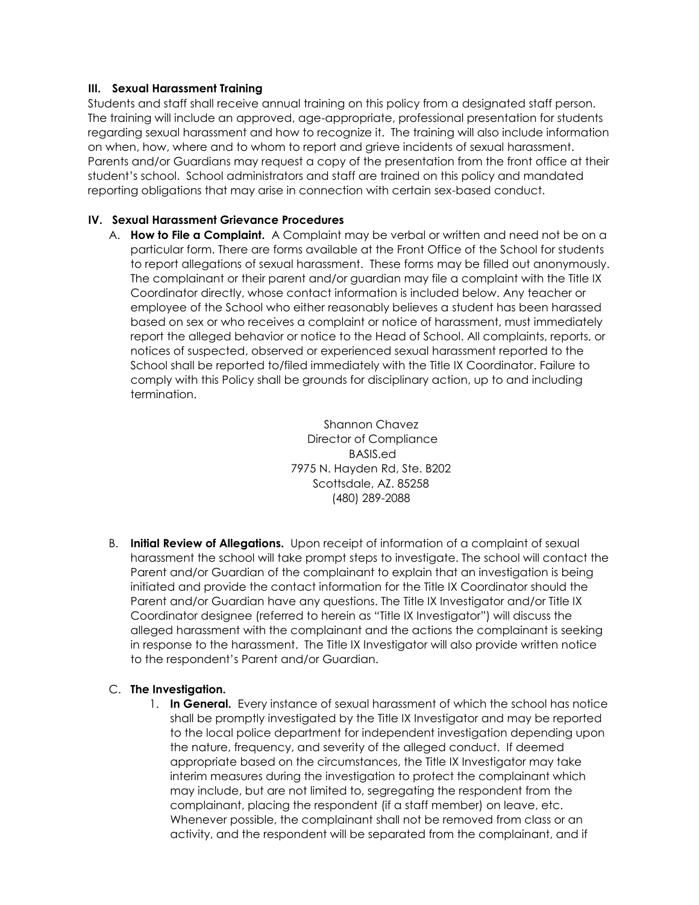### III. Sexual Harassment Training

Students and staff shall receive annual training on this policy from a designated staff person. The training will include an approved, age-appropriate, professional presentation for students regarding sexual harassment and how to recognize it. The training will also include information on when, how, where and to whom to report and grieve incidents of sexual harassment. Parents and/or Guardians may request a copy of the presentation from the front office at their student's school. School administrators and staff are trained on this policy and mandated reporting obligations that may arise in connection with certain sex-based conduct.

### IV. Sexual Harassment Grievance Procedures

A. **How to File a Complaint.** A Complaint may be verbal or written and need not be on a particular form. There are forms available at the Front Office of the School for students to report allegations of sexual harassment. These forms may be filled out anonymously. The complainant or their parent and/or guardian may file a complaint with the Title IX Coordinator directly, whose contact information is included below. Any teacher or employee of the School who either reasonably believes a student has been harassed based on sex or who receives a complaint or notice of harassment, must immediately report the alleged behavior or notice to the Head of School. All complaints, reports, or notices of suspected, observed or experienced sexual harassment reported to the School shall be reported to/filed immediately with the Title IX Coordinator. Failure to comply with this Policy shall be grounds for disciplinary action, up to and including termination.

Shannon Chavez
Director of Compliance
BASIS.ed
7975 N. Hayden Rd, Ste. B202
Scottsdale, AZ. 85258
(480) 289-2088

B. **Initial Review of Allegations.** Upon receipt of information of a complaint of sexual harassment the school will take prompt steps to investigate. The school will contact the Parent and/or Guardian of the complainant to explain that an investigation is being initiated and provide the contact information for the Title IX Coordinator should the Parent and/or Guardian have any questions. The Title IX Investigator and/or Title IX Coordinator designee (referred to herein as "Title IX Investigator") will discuss the alleged harassment with the complainant and the actions the complainant is seeking in response to the harassment. The Title IX Investigator will also provide written notice to the respondent's Parent and/or Guardian.

C. **The Investigation.**

1. **In General.** Every instance of sexual harassment of which the school has notice shall be promptly investigated by the Title IX Investigator and may be reported to the local police department for independent investigation depending upon the nature, frequency, and severity of the alleged conduct. If deemed appropriate based on the circumstances, the Title IX Investigator may take interim measures during the investigation to protect the complainant which may include, but are not limited to, segregating the respondent from the complainant, placing the respondent (if a staff member) on leave, etc. Whenever possible, the complainant shall not be removed from class or an activity, and the respondent will be separated from the complainant, and if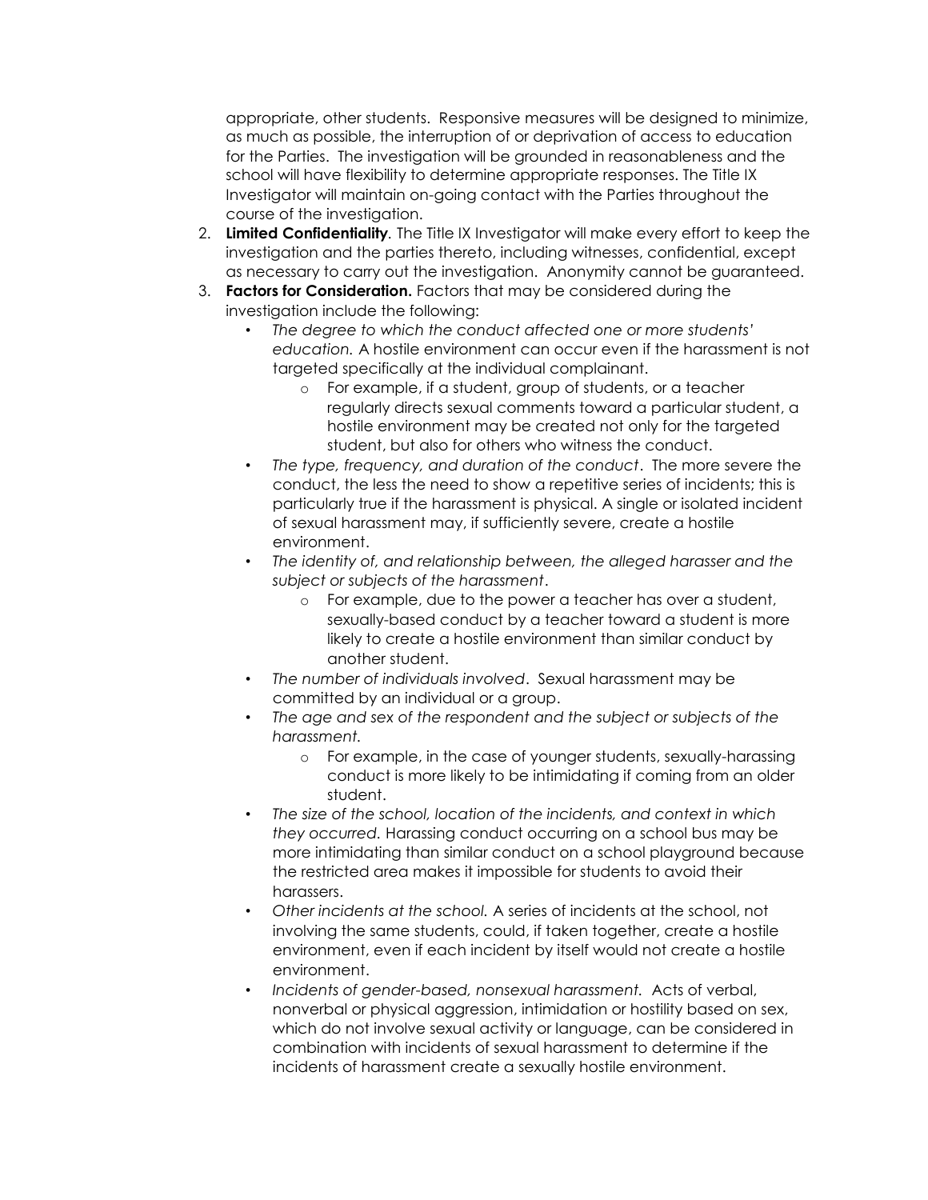appropriate, other students. Responsive measures will be designed to minimize, as much as possible, the interruption of or deprivation of access to education for the Parties. The investigation will be grounded in reasonableness and the school will have flexibility to determine appropriate responses. The Title IX Investigator will maintain on-going contact with the Parties throughout the course of the investigation.

2. **Limited Confidentiality**. The Title IX Investigator will make every effort to keep the investigation and the parties thereto, including witnesses, confidential, except as necessary to carry out the investigation. Anonymity cannot be guaranteed.
3. **Factors for Consideration.** Factors that may be considered during the investigation include the following:
   - *The degree to which the conduct affected one or more students' education.* A hostile environment can occur even if the harassment is not targeted specifically at the individual complainant.
     - For example, if a student, group of students, or a teacher regularly directs sexual comments toward a particular student, a hostile environment may be created not only for the targeted student, but also for others who witness the conduct.
   - *The type, frequency, and duration of the conduct*. The more severe the conduct, the less the need to show a repetitive series of incidents; this is particularly true if the harassment is physical. A single or isolated incident of sexual harassment may, if sufficiently severe, create a hostile environment.
   - *The identity of, and relationship between, the alleged harasser and the subject or subjects of the harassment*.
     - For example, due to the power a teacher has over a student, sexually-based conduct by a teacher toward a student is more likely to create a hostile environment than similar conduct by another student.
   - *The number of individuals involved*. Sexual harassment may be committed by an individual or a group.
   - *The age and sex of the respondent and the subject or subjects of the harassment.*
     - For example, in the case of younger students, sexually-harassing conduct is more likely to be intimidating if coming from an older student.
   - *The size of the school, location of the incidents, and context in which they occurred.* Harassing conduct occurring on a school bus may be more intimidating than similar conduct on a school playground because the restricted area makes it impossible for students to avoid their harassers.
   - *Other incidents at the school.* A series of incidents at the school, not involving the same students, could, if taken together, create a hostile environment, even if each incident by itself would not create a hostile environment.
   - *Incidents of gender-based, nonsexual harassment.* Acts of verbal, nonverbal or physical aggression, intimidation or hostility based on sex, which do not involve sexual activity or language, can be considered in combination with incidents of sexual harassment to determine if the incidents of harassment create a sexually hostile environment.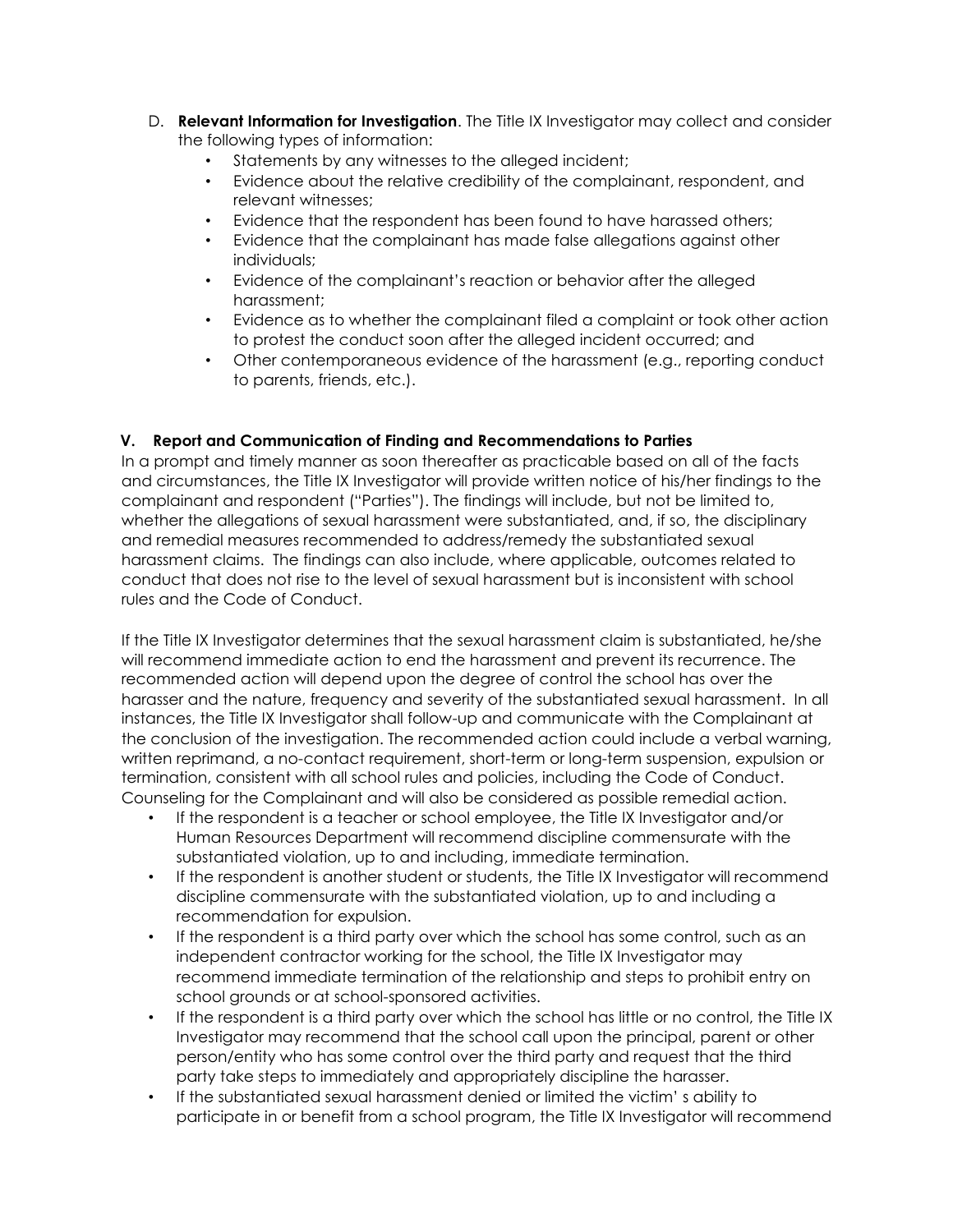D. **Relevant Information for Investigation**. The Title IX Investigator may collect and consider the following types of information:
   - Statements by any witnesses to the alleged incident;
   - Evidence about the relative credibility of the complainant, respondent, and relevant witnesses;
   - Evidence that the respondent has been found to have harassed others;
   - Evidence that the complainant has made false allegations against other individuals;
   - Evidence of the complainant's reaction or behavior after the alleged harassment;
   - Evidence as to whether the complainant filed a complaint or took other action to protest the conduct soon after the alleged incident occurred; and
   - Other contemporaneous evidence of the harassment (e.g., reporting conduct to parents, friends, etc.).

## V. Report and Communication of Finding and Recommendations to Parties

In a prompt and timely manner as soon thereafter as practicable based on all of the facts and circumstances, the Title IX Investigator will provide written notice of his/her findings to the complainant and respondent ("Parties"). The findings will include, but not be limited to, whether the allegations of sexual harassment were substantiated, and, if so, the disciplinary and remedial measures recommended to address/remedy the substantiated sexual harassment claims. The findings can also include, where applicable, outcomes related to conduct that does not rise to the level of sexual harassment but is inconsistent with school rules and the Code of Conduct.

If the Title IX Investigator determines that the sexual harassment claim is substantiated, he/she will recommend immediate action to end the harassment and prevent its recurrence. The recommended action will depend upon the degree of control the school has over the harasser and the nature, frequency and severity of the substantiated sexual harassment. In all instances, the Title IX Investigator shall follow-up and communicate with the Complainant at the conclusion of the investigation. The recommended action could include a verbal warning, written reprimand, a no-contact requirement, short-term or long-term suspension, expulsion or termination, consistent with all school rules and policies, including the Code of Conduct. Counseling for the Complainant and will also be considered as possible remedial action.

- If the respondent is a teacher or school employee, the Title IX Investigator and/or Human Resources Department will recommend discipline commensurate with the substantiated violation, up to and including, immediate termination.
- If the respondent is another student or students, the Title IX Investigator will recommend discipline commensurate with the substantiated violation, up to and including a recommendation for expulsion.
- If the respondent is a third party over which the school has some control, such as an independent contractor working for the school, the Title IX Investigator may recommend immediate termination of the relationship and steps to prohibit entry on school grounds or at school-sponsored activities.
- If the respondent is a third party over which the school has little or no control, the Title IX Investigator may recommend that the school call upon the principal, parent or other person/entity who has some control over the third party and request that the third party take steps to immediately and appropriately discipline the harasser.
- If the substantiated sexual harassment denied or limited the victim' s ability to participate in or benefit from a school program, the Title IX Investigator will recommend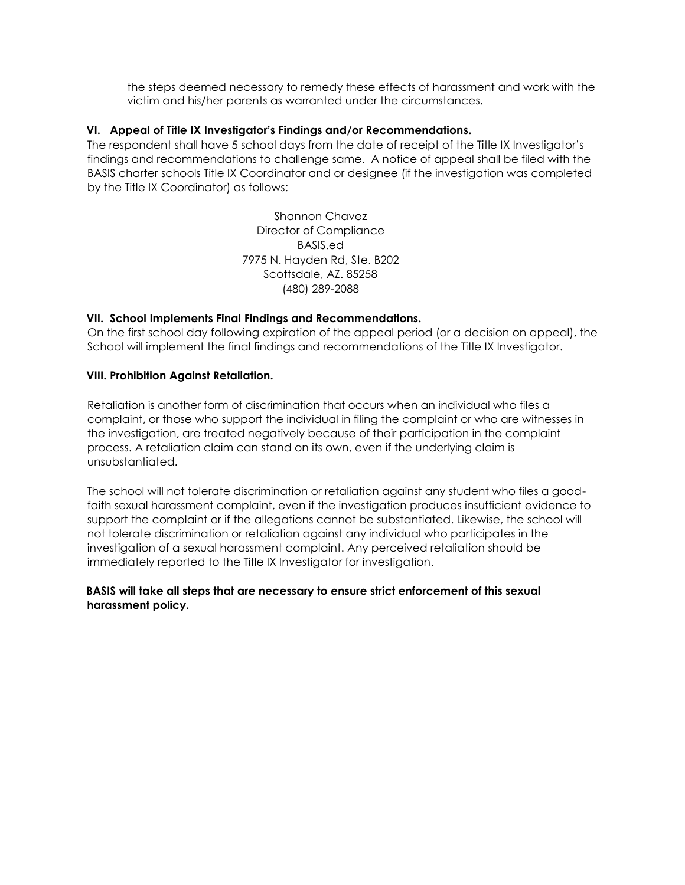the steps deemed necessary to remedy these effects of harassment and work with the victim and his/her parents as warranted under the circumstances.

### VI. Appeal of Title IX Investigator's Findings and/or Recommendations.

The respondent shall have 5 school days from the date of receipt of the Title IX Investigator's findings and recommendations to challenge same. A notice of appeal shall be filed with the BASIS charter schools Title IX Coordinator and or designee (if the investigation was completed by the Title IX Coordinator) as follows:

Shannon Chavez
Director of Compliance
BASIS.ed
7975 N. Hayden Rd, Ste. B202
Scottsdale, AZ. 85258
(480) 289-2088

### VII. School Implements Final Findings and Recommendations.

On the first school day following expiration of the appeal period (or a decision on appeal), the School will implement the final findings and recommendations of the Title IX Investigator.

### VIII. Prohibition Against Retaliation.

Retaliation is another form of discrimination that occurs when an individual who files a complaint, or those who support the individual in filing the complaint or who are witnesses in the investigation, are treated negatively because of their participation in the complaint process. A retaliation claim can stand on its own, even if the underlying claim is unsubstantiated.

The school will not tolerate discrimination or retaliation against any student who files a good-faith sexual harassment complaint, even if the investigation produces insufficient evidence to support the complaint or if the allegations cannot be substantiated. Likewise, the school will not tolerate discrimination or retaliation against any individual who participates in the investigation of a sexual harassment complaint. Any perceived retaliation should be immediately reported to the Title IX Investigator for investigation.

**BASIS will take all steps that are necessary to ensure strict enforcement of this sexual harassment policy.**